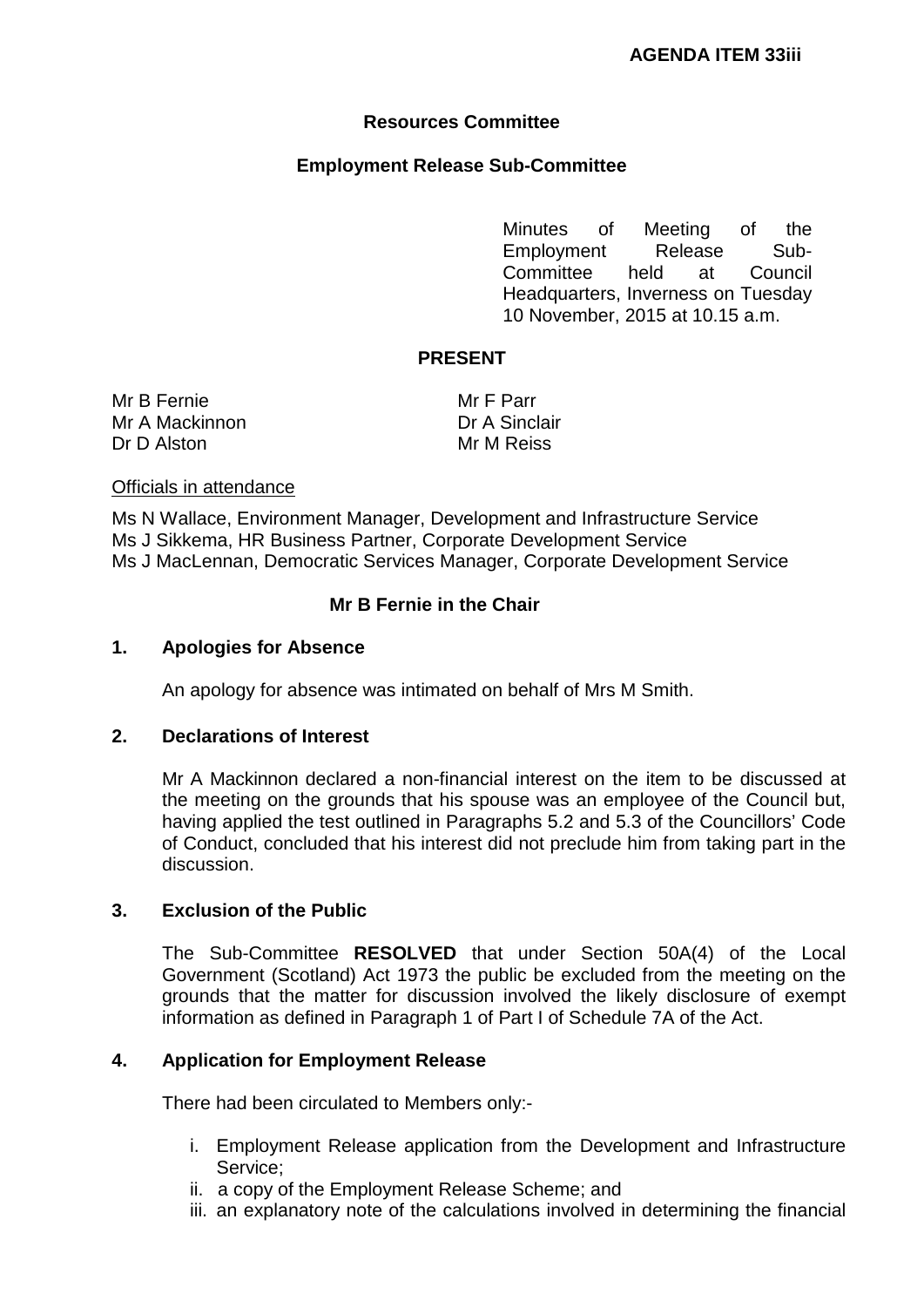**AGENDA ITEM 33iii**

# Resources Committee

## Employment Release Sub-Committee

Minutes of Meeting of the Employment Release Sub-Committee held at Council Headquarters, Inverness on Tuesday 10 November, 2015 at 10.15 a.m.

### PRESENT

Mr B Fernie
Mr A Mackinnon
Dr D Alston
Mr F Parr
Dr A Sinclair
Mr M Reiss

Officials in attendance

Ms N Wallace, Environment Manager, Development and Infrastructure Service
Ms J Sikkema, HR Business Partner, Corporate Development Service
Ms J MacLennan, Democratic Services Manager, Corporate Development Service

**Mr B Fernie in the Chair**

### 1. Apologies for Absence

An apology for absence was intimated on behalf of Mrs M Smith.

### 2. Declarations of Interest

Mr A Mackinnon declared a non-financial interest on the item to be discussed at the meeting on the grounds that his spouse was an employee of the Council but, having applied the test outlined in Paragraphs 5.2 and 5.3 of the Councillors' Code of Conduct, concluded that his interest did not preclude him from taking part in the discussion.

### 3. Exclusion of the Public

The Sub-Committee **RESOLVED** that under Section 50A(4) of the Local Government (Scotland) Act 1973 the public be excluded from the meeting on the grounds that the matter for discussion involved the likely disclosure of exempt information as defined in Paragraph 1 of Part I of Schedule 7A of the Act.

### 4. Application for Employment Release

There had been circulated to Members only:-

i. Employment Release application from the Development and Infrastructure Service;
ii. a copy of the Employment Release Scheme; and
iii. an explanatory note of the calculations involved in determining the financial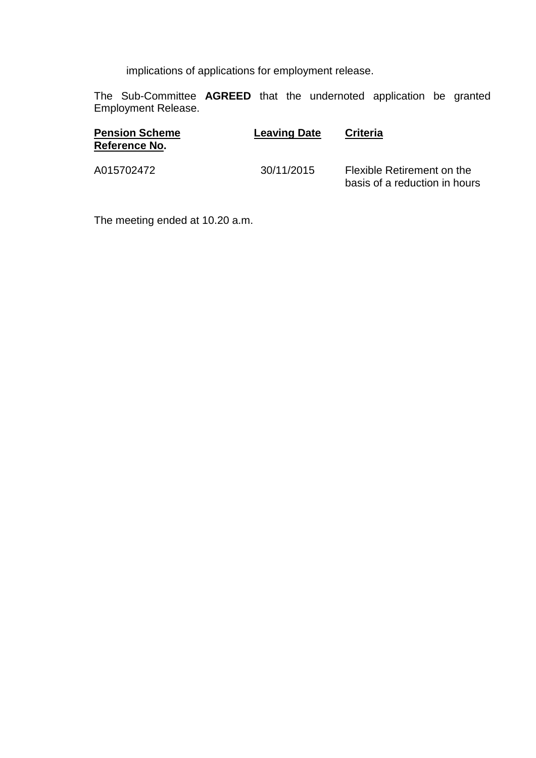implications of applications for employment release.

The Sub-Committee **AGREED** that the undernoted application be granted Employment Release.

| **Pension Scheme Reference No.** | **Leaving Date** | **Criteria** |
|---|---|---|
| A015702472 | 30/11/2015 | Flexible Retirement on the basis of a reduction in hours |

The meeting ended at 10.20 a.m.